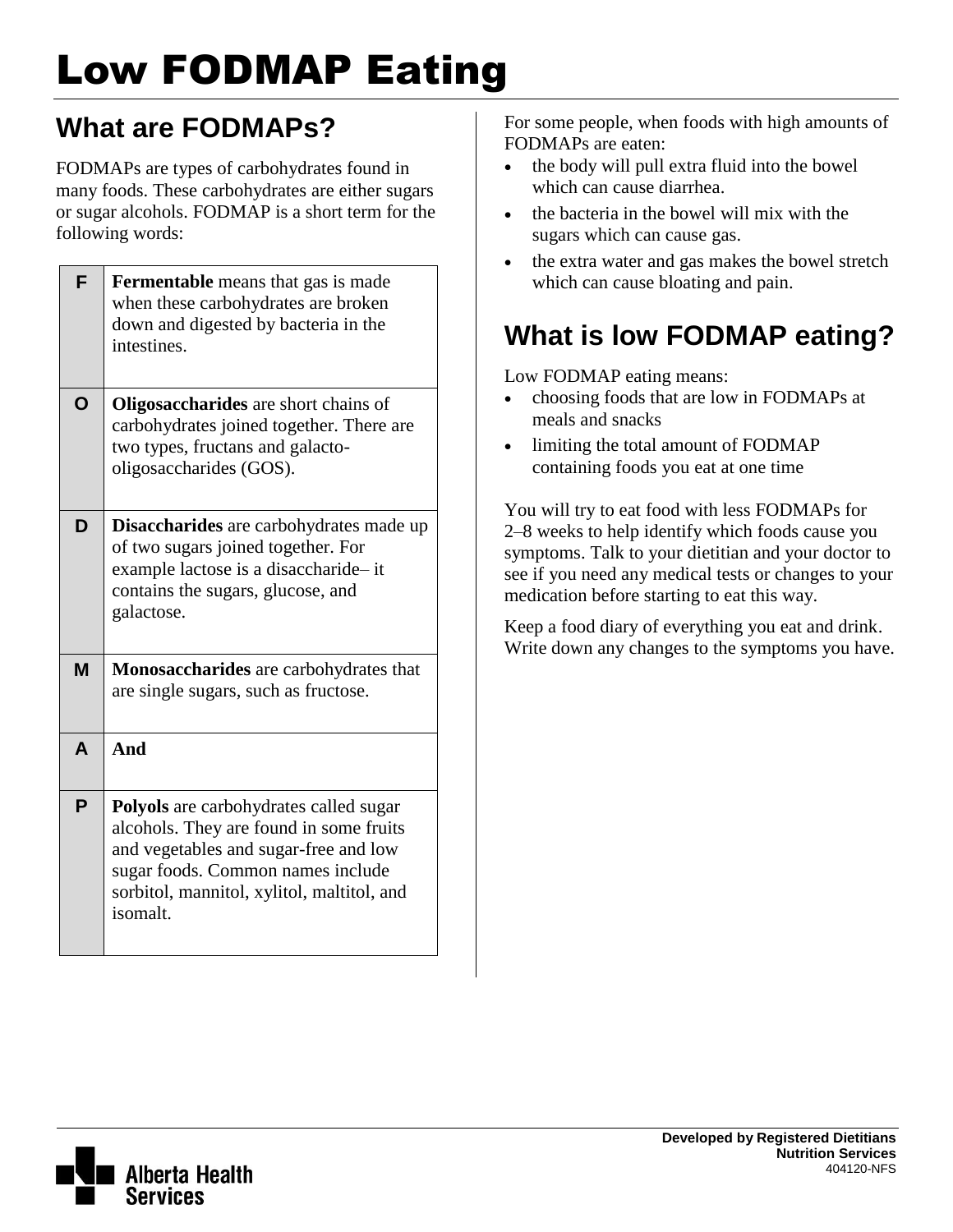# Low FODMAP Eating

## What are FODMAPs?

FODMAPs are types of carbohydrates found in many foods. These carbohydrates are either sugars or sugar alcohols. FODMAP is a short term for the following words:

| | |
|---|---|
| **F** | **Fermentable** means that gas is made when these carbohydrates are broken down and digested by bacteria in the intestines. |
| **O** | **Oligosaccharides** are short chains of carbohydrates joined together. There are two types, fructans and galacto-oligosaccharides (GOS). |
| **D** | **Disaccharides** are carbohydrates made up of two sugars joined together. For example lactose is a disaccharide– it contains the sugars, glucose, and galactose. |
| **M** | **Monosaccharides** are carbohydrates that are single sugars, such as fructose. |
| **A** | **And** |
| **P** | **Polyols** are carbohydrates called sugar alcohols. They are found in some fruits and vegetables and sugar-free and low sugar foods. Common names include sorbitol, mannitol, xylitol, maltitol, and isomalt. |

For some people, when foods with high amounts of FODMAPs are eaten:

- the body will pull extra fluid into the bowel which can cause diarrhea.
- the bacteria in the bowel will mix with the sugars which can cause gas.
- the extra water and gas makes the bowel stretch which can cause bloating and pain.

## What is low FODMAP eating?

Low FODMAP eating means:

- choosing foods that are low in FODMAPs at meals and snacks
- limiting the total amount of FODMAP containing foods you eat at one time

You will try to eat food with less FODMAPs for 2–8 weeks to help identify which foods cause you symptoms. Talk to your dietitian and your doctor to see if you need any medical tests or changes to your medication before starting to eat this way.

Keep a food diary of everything you eat and drink. Write down any changes to the symptoms you have.

**Developed by Registered Dietitians**
**Nutrition Services**
404120-NFS

Alberta Health Services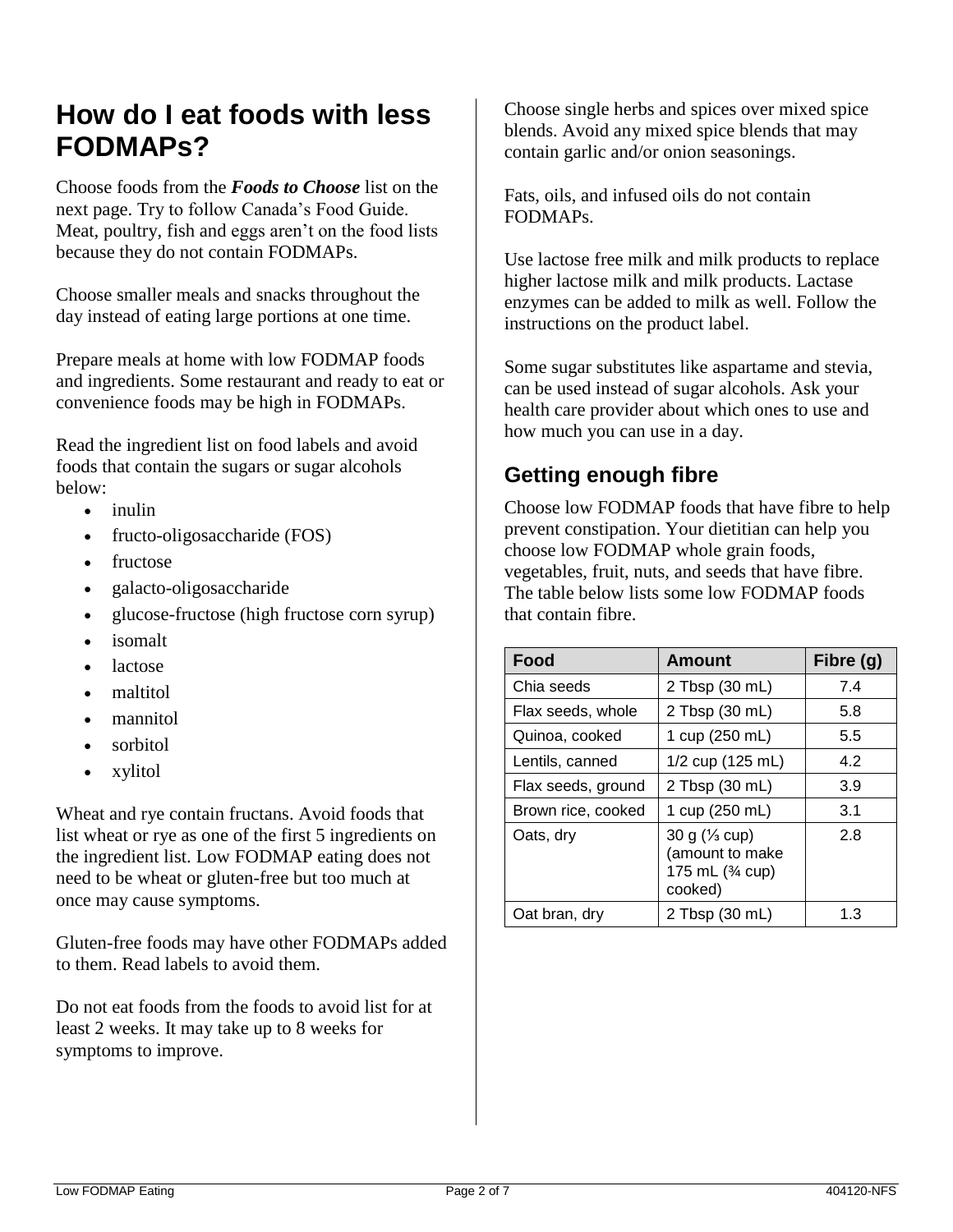## How do I eat foods with less FODMAPs?

Choose foods from the ***Foods to Choose*** list on the next page. Try to follow Canada's Food Guide. Meat, poultry, fish and eggs aren't on the food lists because they do not contain FODMAPs.

Choose smaller meals and snacks throughout the day instead of eating large portions at one time.

Prepare meals at home with low FODMAP foods and ingredients. Some restaurant and ready to eat or convenience foods may be high in FODMAPs.

Read the ingredient list on food labels and avoid foods that contain the sugars or sugar alcohols below:

- inulin
- fructo-oligosaccharide (FOS)
- fructose
- galacto-oligosaccharide
- glucose-fructose (high fructose corn syrup)
- isomalt
- lactose
- maltitol
- mannitol
- sorbitol
- xylitol

Wheat and rye contain fructans. Avoid foods that list wheat or rye as one of the first 5 ingredients on the ingredient list. Low FODMAP eating does not need to be wheat or gluten-free but too much at once may cause symptoms.

Gluten-free foods may have other FODMAPs added to them. Read labels to avoid them.

Do not eat foods from the foods to avoid list for at least 2 weeks. It may take up to 8 weeks for symptoms to improve.

Choose single herbs and spices over mixed spice blends. Avoid any mixed spice blends that may contain garlic and/or onion seasonings.

Fats, oils, and infused oils do not contain FODMAPs.

Use lactose free milk and milk products to replace higher lactose milk and milk products. Lactase enzymes can be added to milk as well. Follow the instructions on the product label.

Some sugar substitutes like aspartame and stevia, can be used instead of sugar alcohols. Ask your health care provider about which ones to use and how much you can use in a day.

### Getting enough fibre

Choose low FODMAP foods that have fibre to help prevent constipation. Your dietitian can help you choose low FODMAP whole grain foods, vegetables, fruit, nuts, and seeds that have fibre. The table below lists some low FODMAP foods that contain fibre.

| Food | Amount | Fibre (g) |
|---|---|---|
| Chia seeds | 2 Tbsp (30 mL) | 7.4 |
| Flax seeds, whole | 2 Tbsp (30 mL) | 5.8 |
| Quinoa, cooked | 1 cup (250 mL) | 5.5 |
| Lentils, canned | 1/2 cup (125 mL) | 4.2 |
| Flax seeds, ground | 2 Tbsp (30 mL) | 3.9 |
| Brown rice, cooked | 1 cup (250 mL) | 3.1 |
| Oats, dry | 30 g (⅓ cup) (amount to make 175 mL (¾ cup) cooked) | 2.8 |
| Oat bran, dry | 2 Tbsp (30 mL) | 1.3 |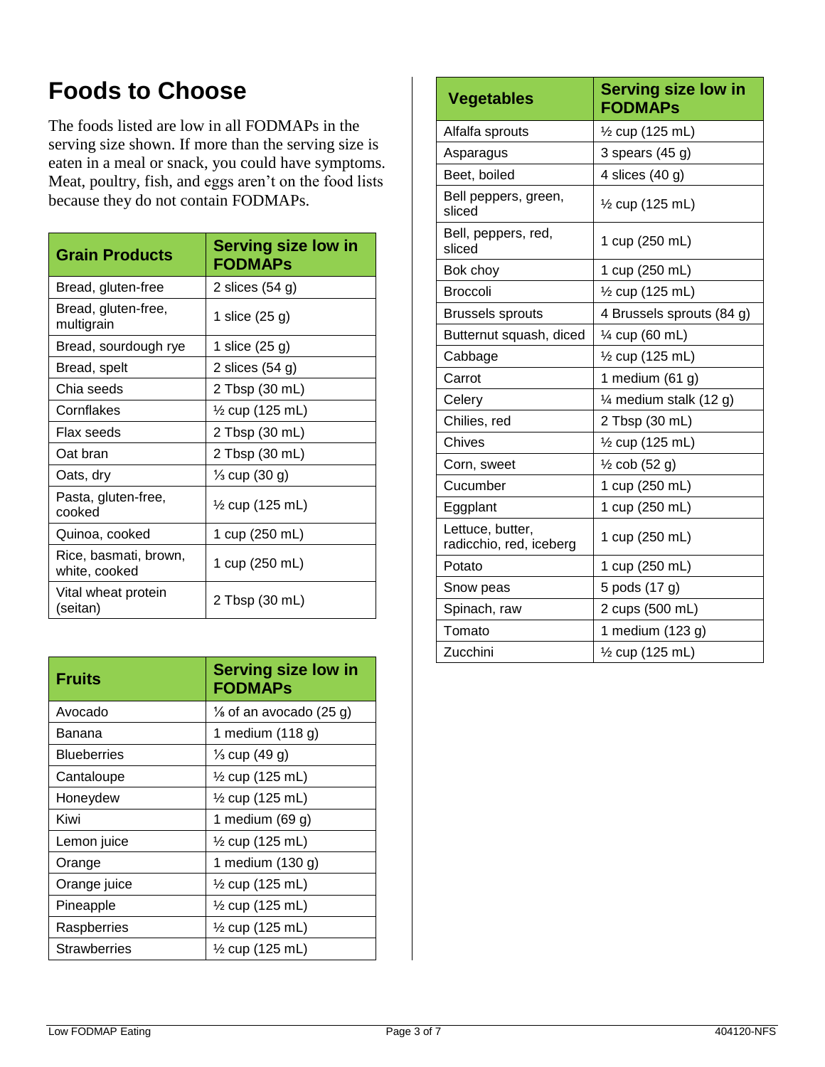# Foods to Choose

The foods listed are low in all FODMAPs in the serving size shown. If more than the serving size is eaten in a meal or snack, you could have symptoms. Meat, poultry, fish, and eggs aren't on the food lists because they do not contain FODMAPs.

| Grain Products | Serving size low in FODMAPs |
|---|---|
| Bread, gluten-free | 2 slices (54 g) |
| Bread, gluten-free, multigrain | 1 slice (25 g) |
| Bread, sourdough rye | 1 slice (25 g) |
| Bread, spelt | 2 slices (54 g) |
| Chia seeds | 2 Tbsp (30 mL) |
| Cornflakes | ½ cup (125 mL) |
| Flax seeds | 2 Tbsp (30 mL) |
| Oat bran | 2 Tbsp (30 mL) |
| Oats, dry | ⅓ cup (30 g) |
| Pasta, gluten-free, cooked | ½ cup (125 mL) |
| Quinoa, cooked | 1 cup (250 mL) |
| Rice, basmati, brown, white, cooked | 1 cup (250 mL) |
| Vital wheat protein (seitan) | 2 Tbsp (30 mL) |

| Fruits | Serving size low in FODMAPs |
|---|---|
| Avocado | ⅛ of an avocado (25 g) |
| Banana | 1 medium (118 g) |
| Blueberries | ⅓ cup (49 g) |
| Cantaloupe | ½ cup (125 mL) |
| Honeydew | ½ cup (125 mL) |
| Kiwi | 1 medium (69 g) |
| Lemon juice | ½ cup (125 mL) |
| Orange | 1 medium (130 g) |
| Orange juice | ½ cup (125 mL) |
| Pineapple | ½ cup (125 mL) |
| Raspberries | ½ cup (125 mL) |
| Strawberries | ½ cup (125 mL) |

| Vegetables | Serving size low in FODMAPs |
|---|---|
| Alfalfa sprouts | ½ cup (125 mL) |
| Asparagus | 3 spears (45 g) |
| Beet, boiled | 4 slices (40 g) |
| Bell peppers, green, sliced | ½ cup (125 mL) |
| Bell, peppers, red, sliced | 1 cup (250 mL) |
| Bok choy | 1 cup (250 mL) |
| Broccoli | ½ cup (125 mL) |
| Brussels sprouts | 4 Brussels sprouts (84 g) |
| Butternut squash, diced | ¼ cup (60 mL) |
| Cabbage | ½ cup (125 mL) |
| Carrot | 1 medium (61 g) |
| Celery | ¼ medium stalk (12 g) |
| Chilies, red | 2 Tbsp (30 mL) |
| Chives | ½ cup (125 mL) |
| Corn, sweet | ½ cob (52 g) |
| Cucumber | 1 cup (250 mL) |
| Eggplant | 1 cup (250 mL) |
| Lettuce, butter, radicchio, red, iceberg | 1 cup (250 mL) |
| Potato | 1 cup (250 mL) |
| Snow peas | 5 pods (17 g) |
| Spinach, raw | 2 cups (500 mL) |
| Tomato | 1 medium (123 g) |
| Zucchini | ½ cup (125 mL) |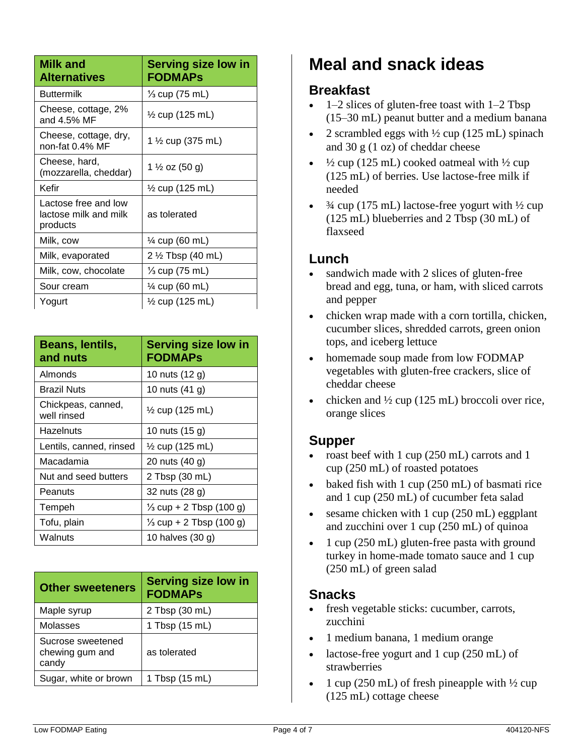| Milk and Alternatives | Serving size low in FODMAPs |
| --- | --- |
| Buttermilk | ⅓ cup (75 mL) |
| Cheese, cottage, 2% and 4.5% MF | ½ cup (125 mL) |
| Cheese, cottage, dry, non-fat 0.4% MF | 1 ½ cup (375 mL) |
| Cheese, hard, (mozzarella, cheddar) | 1 ½ oz (50 g) |
| Kefir | ½ cup (125 mL) |
| Lactose free and low lactose milk and milk products | as tolerated |
| Milk, cow | ¼ cup (60 mL) |
| Milk, evaporated | 2 ½ Tbsp (40 mL) |
| Milk, cow, chocolate | ⅓ cup (75 mL) |
| Sour cream | ¼ cup (60 mL) |
| Yogurt | ½ cup (125 mL) |

| Beans, lentils, and nuts | Serving size low in FODMAPs |
| --- | --- |
| Almonds | 10 nuts (12 g) |
| Brazil Nuts | 10 nuts (41 g) |
| Chickpeas, canned, well rinsed | ½ cup (125 mL) |
| Hazelnuts | 10 nuts (15 g) |
| Lentils, canned, rinsed | ½ cup (125 mL) |
| Macadamia | 20 nuts (40 g) |
| Nut and seed butters | 2 Tbsp (30 mL) |
| Peanuts | 32 nuts (28 g) |
| Tempeh | ⅓ cup + 2 Tbsp (100 g) |
| Tofu, plain | ⅓ cup + 2 Tbsp (100 g) |
| Walnuts | 10 halves (30 g) |

| Other sweeteners | Serving size low in FODMAPs |
| --- | --- |
| Maple syrup | 2 Tbsp (30 mL) |
| Molasses | 1 Tbsp (15 mL) |
| Sucrose sweetened chewing gum and candy | as tolerated |
| Sugar, white or brown | 1 Tbsp (15 mL) |

# Meal and snack ideas

## Breakfast

- 1–2 slices of gluten-free toast with 1–2 Tbsp (15–30 mL) peanut butter and a medium banana
- 2 scrambled eggs with ½ cup (125 mL) spinach and 30 g (1 oz) of cheddar cheese
- ½ cup (125 mL) cooked oatmeal with ½ cup (125 mL) of berries. Use lactose-free milk if needed
- ¾ cup (175 mL) lactose-free yogurt with ½ cup (125 mL) blueberries and 2 Tbsp (30 mL) of flaxseed

## Lunch

- sandwich made with 2 slices of gluten-free bread and egg, tuna, or ham, with sliced carrots and pepper
- chicken wrap made with a corn tortilla, chicken, cucumber slices, shredded carrots, green onion tops, and iceberg lettuce
- homemade soup made from low FODMAP vegetables with gluten-free crackers, slice of cheddar cheese
- chicken and ½ cup (125 mL) broccoli over rice, orange slices

## Supper

- roast beef with 1 cup (250 mL) carrots and 1 cup (250 mL) of roasted potatoes
- baked fish with 1 cup (250 mL) of basmati rice and 1 cup (250 mL) of cucumber feta salad
- sesame chicken with 1 cup (250 mL) eggplant and zucchini over 1 cup (250 mL) of quinoa
- 1 cup (250 mL) gluten-free pasta with ground turkey in home-made tomato sauce and 1 cup (250 mL) of green salad

## Snacks

- fresh vegetable sticks: cucumber, carrots, zucchini
- 1 medium banana, 1 medium orange
- lactose-free yogurt and 1 cup (250 mL) of strawberries
- 1 cup (250 mL) of fresh pineapple with ½ cup (125 mL) cottage cheese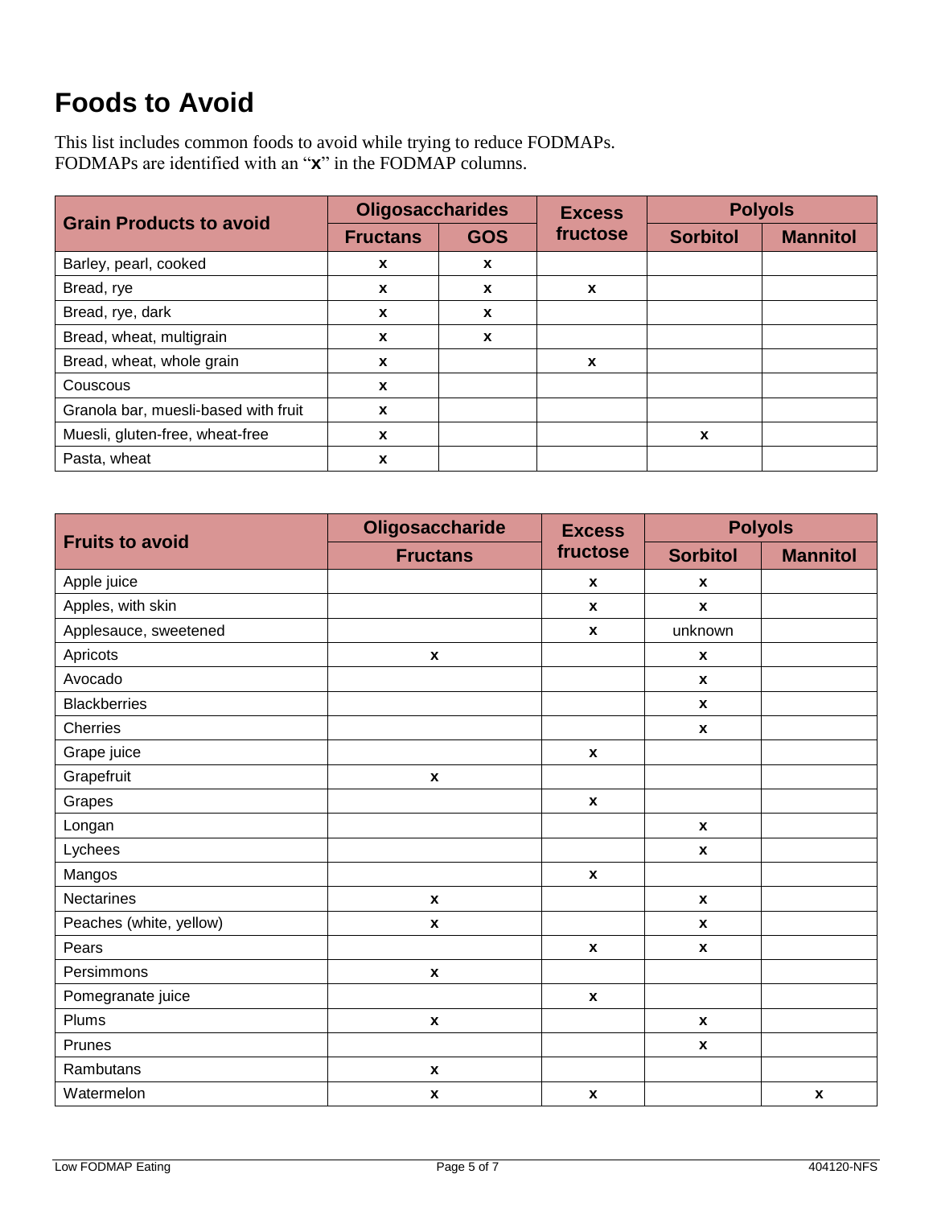# Foods to Avoid

This list includes common foods to avoid while trying to reduce FODMAPs. FODMAPs are identified with an "**x**" in the FODMAP columns.

| Grain Products to avoid | Oligosaccharides | | Excess fructose | Polyols | |
|---|---|---|---|---|---|
| | Fructans | GOS | | Sorbitol | Mannitol |
| Barley, pearl, cooked | x | x | | | |
| Bread, rye | x | x | x | | |
| Bread, rye, dark | x | x | | | |
| Bread, wheat, multigrain | x | x | | | |
| Bread, wheat, whole grain | x | | x | | |
| Couscous | x | | | | |
| Granola bar, muesli-based with fruit | x | | | | |
| Muesli, gluten-free, wheat-free | x | | | x | |
| Pasta, wheat | x | | | | |

| Fruits to avoid | Oligosaccharide | Excess fructose | Polyols | |
|---|---|---|---|---|
| | Fructans | | Sorbitol | Mannitol |
| Apple juice | | x | x | |
| Apples, with skin | | x | x | |
| Applesauce, sweetened | | x | unknown | |
| Apricots | x | | x | |
| Avocado | | | x | |
| Blackberries | | | x | |
| Cherries | | | x | |
| Grape juice | | x | | |
| Grapefruit | x | | | |
| Grapes | | x | | |
| Longan | | | x | |
| Lychees | | | x | |
| Mangos | | x | | |
| Nectarines | x | | x | |
| Peaches (white, yellow) | x | | x | |
| Pears | | x | x | |
| Persimmons | x | | | |
| Pomegranate juice | | x | | |
| Plums | x | | x | |
| Prunes | | | x | |
| Rambutans | x | | | |
| Watermelon | x | x | | x |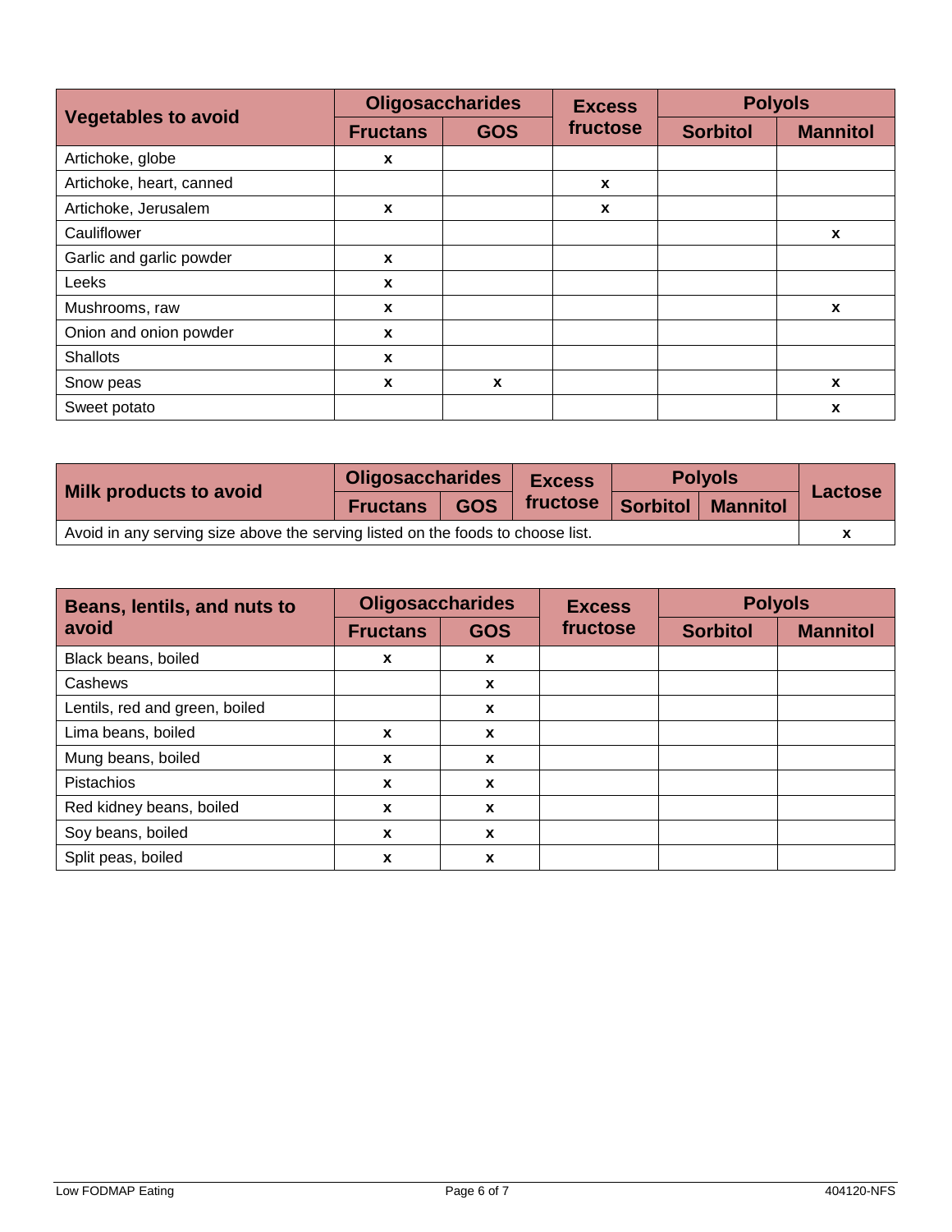| Vegetables to avoid | Oligosaccharides | | Excess fructose | Polyols | |
|---|---|---|---|---|---|
| | **Fructans** | **GOS** | | **Sorbitol** | **Mannitol** |
| Artichoke, globe | x | | | | |
| Artichoke, heart, canned | | | x | | |
| Artichoke, Jerusalem | x | | x | | |
| Cauliflower | | | | | x |
| Garlic and garlic powder | x | | | | |
| Leeks | x | | | | |
| Mushrooms, raw | x | | | | x |
| Onion and onion powder | x | | | | |
| Shallots | x | | | | |
| Snow peas | x | x | | | x |
| Sweet potato | | | | | x |

| Milk products to avoid | Oligosaccharides | | Excess fructose | Polyols | | Lactose |
|---|---|---|---|---|---|---|
| | **Fructans** | **GOS** | | **Sorbitol** | **Mannitol** | |
| Avoid in any serving size above the serving listed on the foods to choose list. | | | | | | x |

| Beans, lentils, and nuts to avoid | Oligosaccharides | | Excess fructose | Polyols | |
|---|---|---|---|---|---|
| | **Fructans** | **GOS** | | **Sorbitol** | **Mannitol** |
| Black beans, boiled | x | x | | | |
| Cashews | | x | | | |
| Lentils, red and green, boiled | | x | | | |
| Lima beans, boiled | x | x | | | |
| Mung beans, boiled | x | x | | | |
| Pistachios | x | x | | | |
| Red kidney beans, boiled | x | x | | | |
| Soy beans, boiled | x | x | | | |
| Split peas, boiled | x | x | | | |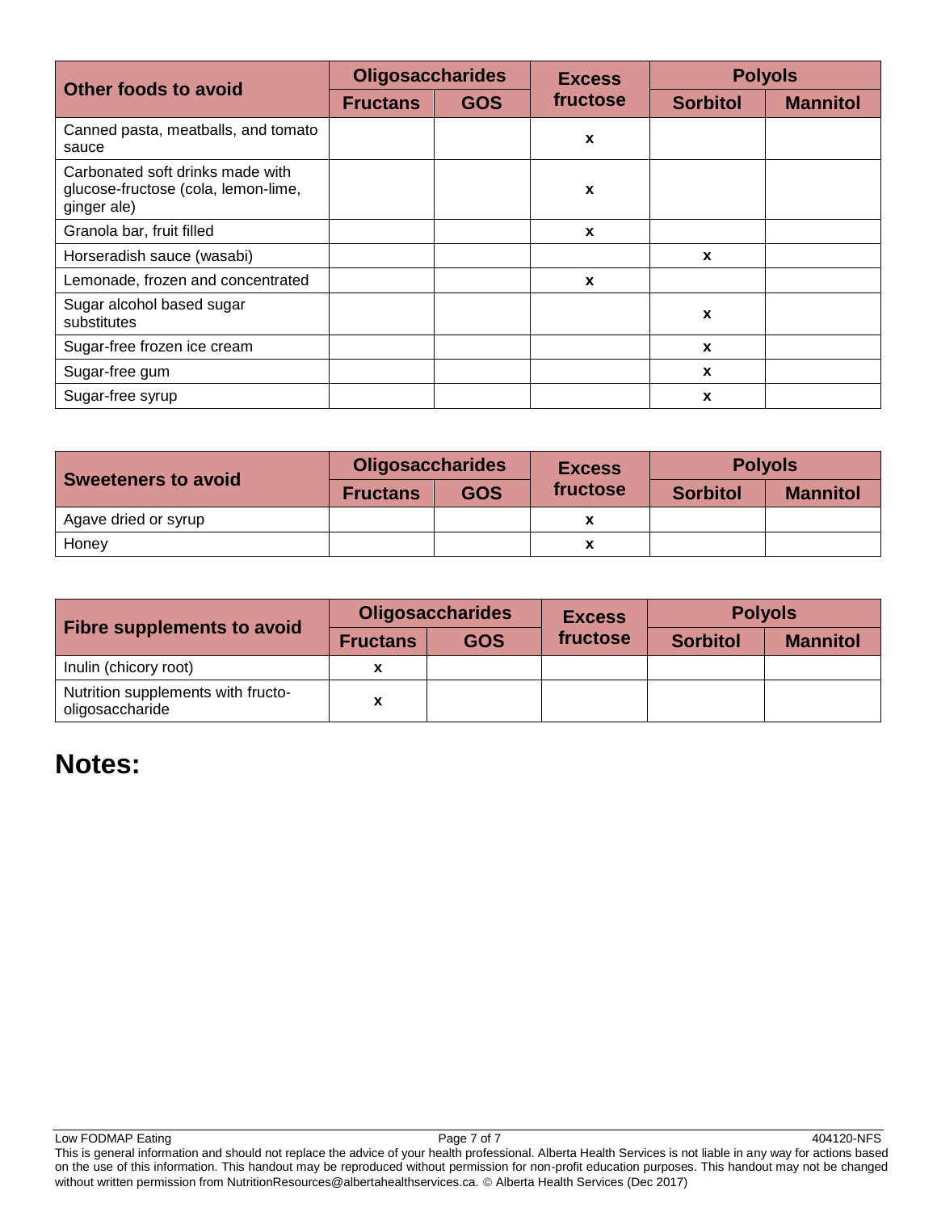| Other foods to avoid | Oligosaccharides | | Excess fructose | Polyols | |
|---|---|---|---|---|---|
| | Fructans | GOS | | Sorbitol | Mannitol |
| Canned pasta, meatballs, and tomato sauce | | | x | | |
| Carbonated soft drinks made with glucose-fructose (cola, lemon-lime, ginger ale) | | | x | | |
| Granola bar, fruit filled | | | x | | |
| Horseradish sauce (wasabi) | | | | x | |
| Lemonade, frozen and concentrated | | | x | | |
| Sugar alcohol based sugar substitutes | | | | x | |
| Sugar-free frozen ice cream | | | | x | |
| Sugar-free gum | | | | x | |
| Sugar-free syrup | | | | x | |

| Sweeteners to avoid | Oligosaccharides | | Excess fructose | Polyols | |
|---|---|---|---|---|---|
| | Fructans | GOS | | Sorbitol | Mannitol |
| Agave dried or syrup | | | x | | |
| Honey | | | x | | |

| Fibre supplements to avoid | Oligosaccharides | | Excess fructose | Polyols | |
|---|---|---|---|---|---|
| | Fructans | GOS | | Sorbitol | Mannitol |
| Inulin (chicory root) | x | | | | |
| Nutrition supplements with fructo-oligosaccharide | x | | | | |

# Notes:

This is general information and should not replace the advice of your health professional. Alberta Health Services is not liable in any way for actions based on the use of this information. This handout may be reproduced without permission for non-profit education purposes. This handout may not be changed without written permission from NutritionResources@albertahealthservices.ca. © Alberta Health Services (Dec 2017)